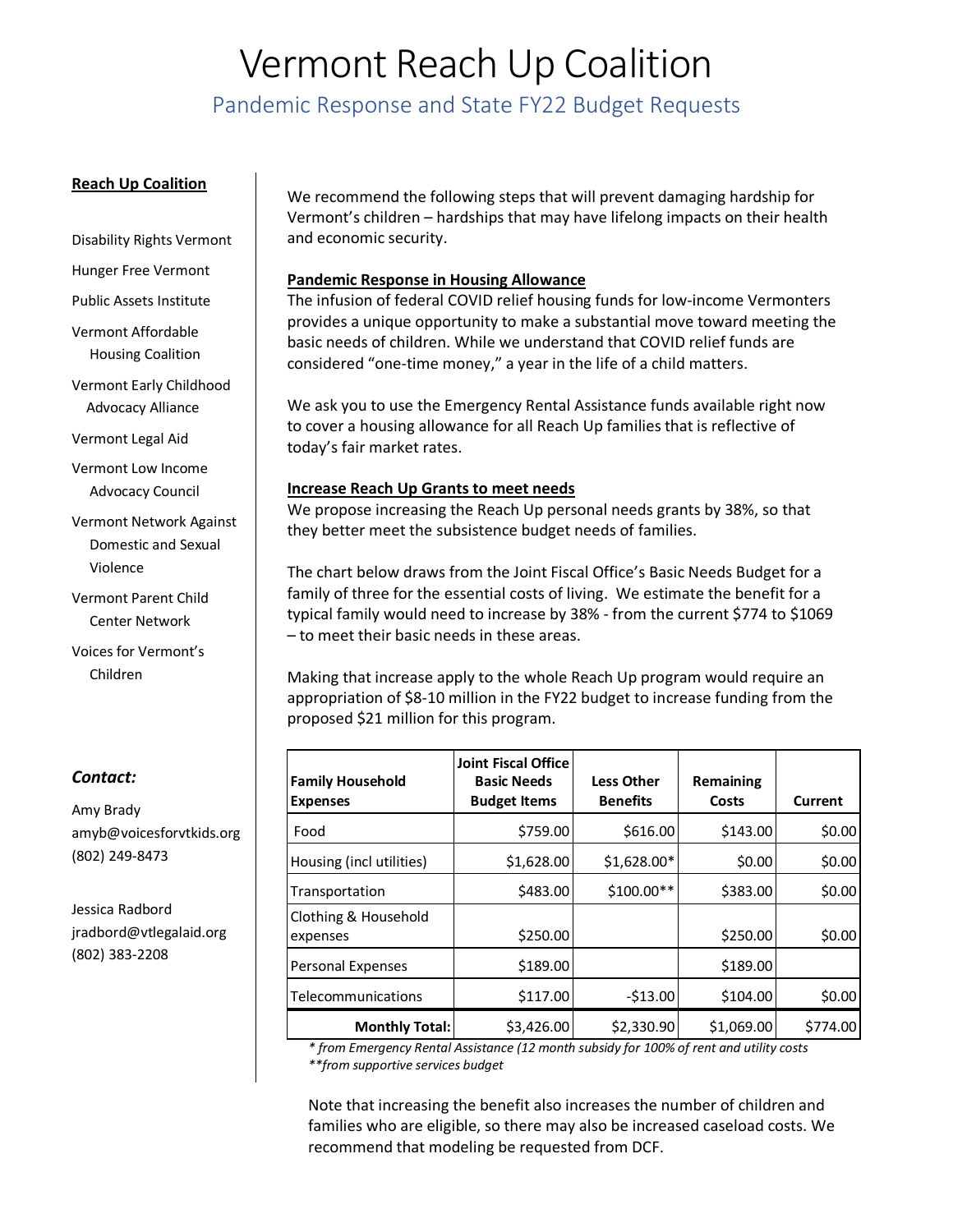# Vermont Reach Up Coalition

## Pandemic Response and State FY22 Budget Requests

**Reach Up Coalition**

Disability Rights Vermont

Hunger Free Vermont

Public Assets Institute

Vermont Affordable Housing Coalition

Vermont Early Childhood Advocacy Alliance

Vermont Legal Aid

Vermont Low Income Advocacy Council

Vermont Network Against Domestic and Sexual Violence

Vermont Parent Child Center Network

Voices for Vermont's Children

***Contact:***

Amy Brady
amyb@voicesforvtkids.org
(802) 249-8473

Jessica Radbord
jradbord@vtlegalaid.org
(802) 383-2208

We recommend the following steps that will prevent damaging hardship for Vermont's children – hardships that may have lifelong impacts on their health and economic security.

**Pandemic Response in Housing Allowance**

The infusion of federal COVID relief housing funds for low-income Vermonters provides a unique opportunity to make a substantial move toward meeting the basic needs of children. While we understand that COVID relief funds are considered "one-time money," a year in the life of a child matters.

We ask you to use the Emergency Rental Assistance funds available right now to cover a housing allowance for all Reach Up families that is reflective of today's fair market rates.

**Increase Reach Up Grants to meet needs**

We propose increasing the Reach Up personal needs grants by 38%, so that they better meet the subsistence budget needs of families.

The chart below draws from the Joint Fiscal Office's Basic Needs Budget for a family of three for the essential costs of living. We estimate the benefit for a typical family would need to increase by 38% - from the current $774 to $1069 – to meet their basic needs in these areas.

Making that increase apply to the whole Reach Up program would require an appropriation of $8-10 million in the FY22 budget to increase funding from the proposed $21 million for this program.

| Family Household Expenses | Joint Fiscal Office Basic Needs Budget Items | Less Other Benefits | Remaining Costs | Current |
|---|---|---|---|---|
| Food | $759.00 | $616.00 | $143.00 | $0.00 |
| Housing (incl utilities) | $1,628.00 | $1,628.00* | $0.00 | $0.00 |
| Transportation | $483.00 | $100.00** | $383.00 | $0.00 |
| Clothing & Household expenses | $250.00 | | $250.00 | $0.00 |
| Personal Expenses | $189.00 | | $189.00 | |
| Telecommunications | $117.00 | -$13.00 | $104.00 | $0.00 |
| **Monthly Total:** | $3,426.00 | $2,330.90 | $1,069.00 | $774.00 |

*\* from Emergency Rental Assistance (12 month subsidy for 100% of rent and utility costs*
*\*\*from supportive services budget*

Note that increasing the benefit also increases the number of children and families who are eligible, so there may also be increased caseload costs. We recommend that modeling be requested from DCF.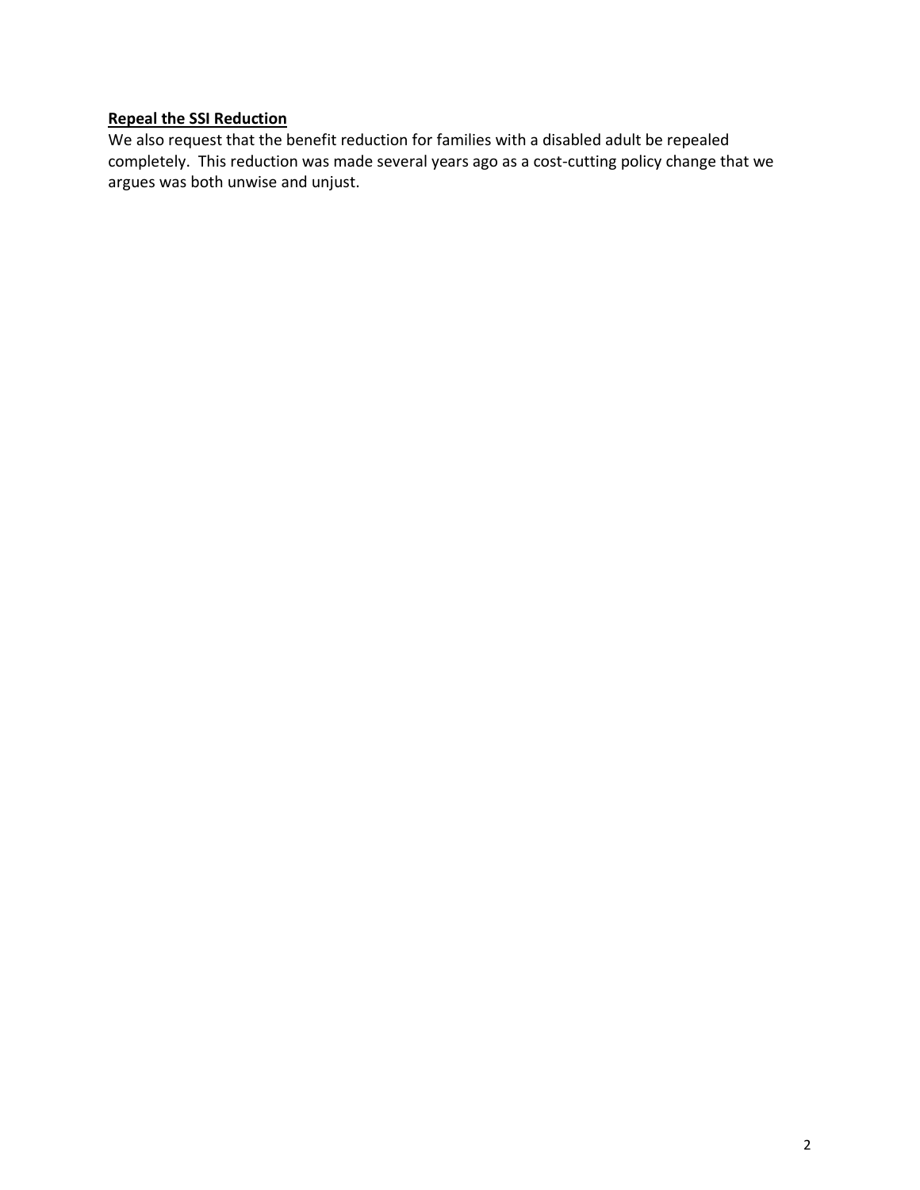**Repeal the SSI Reduction**

We also request that the benefit reduction for families with a disabled adult be repealed completely. This reduction was made several years ago as a cost-cutting policy change that we argues was both unwise and unjust.